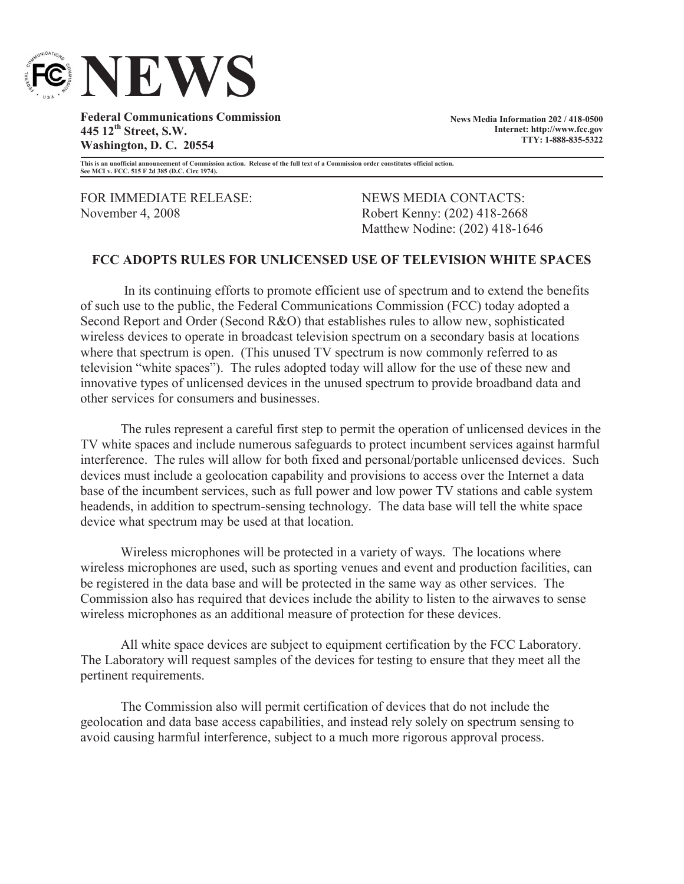# NEWS

**Federal Communications Commission**
**445 12th Street, S.W.**
**Washington, D. C. 20554**

**News Media Information 202 / 418-0500**
**Internet: http://www.fcc.gov**
**TTY: 1-888-835-5322**

**This is an unofficial announcement of Commission action. Release of the full text of a Commission order constitutes official action. See MCI v. FCC. 515 F 2d 385 (D.C. Circ 1974).**

FOR IMMEDIATE RELEASE:
November 4, 2008

NEWS MEDIA CONTACTS:
Robert Kenny: (202) 418-2668
Matthew Nodine: (202) 418-1646

**FCC ADOPTS RULES FOR UNLICENSED USE OF TELEVISION WHITE SPACES**

In its continuing efforts to promote efficient use of spectrum and to extend the benefits of such use to the public, the Federal Communications Commission (FCC) today adopted a Second Report and Order (Second R&O) that establishes rules to allow new, sophisticated wireless devices to operate in broadcast television spectrum on a secondary basis at locations where that spectrum is open. (This unused TV spectrum is now commonly referred to as television "white spaces"). The rules adopted today will allow for the use of these new and innovative types of unlicensed devices in the unused spectrum to provide broadband data and other services for consumers and businesses.

The rules represent a careful first step to permit the operation of unlicensed devices in the TV white spaces and include numerous safeguards to protect incumbent services against harmful interference. The rules will allow for both fixed and personal/portable unlicensed devices. Such devices must include a geolocation capability and provisions to access over the Internet a data base of the incumbent services, such as full power and low power TV stations and cable system headends, in addition to spectrum-sensing technology. The data base will tell the white space device what spectrum may be used at that location.

Wireless microphones will be protected in a variety of ways. The locations where wireless microphones are used, such as sporting venues and event and production facilities, can be registered in the data base and will be protected in the same way as other services. The Commission also has required that devices include the ability to listen to the airwaves to sense wireless microphones as an additional measure of protection for these devices.

All white space devices are subject to equipment certification by the FCC Laboratory. The Laboratory will request samples of the devices for testing to ensure that they meet all the pertinent requirements.

The Commission also will permit certification of devices that do not include the geolocation and data base access capabilities, and instead rely solely on spectrum sensing to avoid causing harmful interference, subject to a much more rigorous approval process.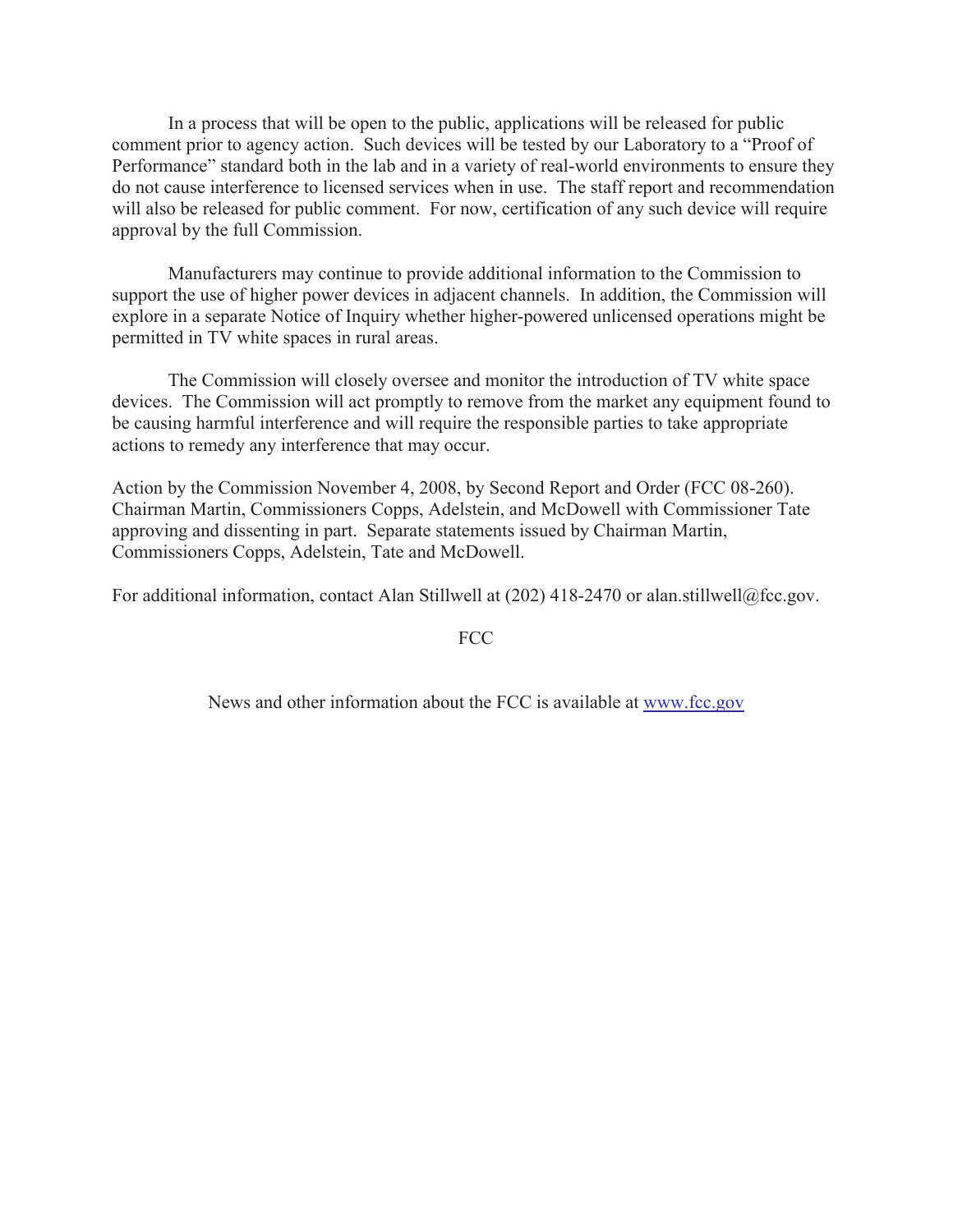In a process that will be open to the public, applications will be released for public comment prior to agency action. Such devices will be tested by our Laboratory to a "Proof of Performance" standard both in the lab and in a variety of real-world environments to ensure they do not cause interference to licensed services when in use. The staff report and recommendation will also be released for public comment. For now, certification of any such device will require approval by the full Commission.

Manufacturers may continue to provide additional information to the Commission to support the use of higher power devices in adjacent channels. In addition, the Commission will explore in a separate Notice of Inquiry whether higher-powered unlicensed operations might be permitted in TV white spaces in rural areas.

The Commission will closely oversee and monitor the introduction of TV white space devices. The Commission will act promptly to remove from the market any equipment found to be causing harmful interference and will require the responsible parties to take appropriate actions to remedy any interference that may occur.

Action by the Commission November 4, 2008, by Second Report and Order (FCC 08-260). Chairman Martin, Commissioners Copps, Adelstein, and McDowell with Commissioner Tate approving and dissenting in part. Separate statements issued by Chairman Martin, Commissioners Copps, Adelstein, Tate and McDowell.

For additional information, contact Alan Stillwell at (202) 418-2470 or alan.stillwell@fcc.gov.

FCC

News and other information about the FCC is available at [www.fcc.gov](http://www.fcc.gov)